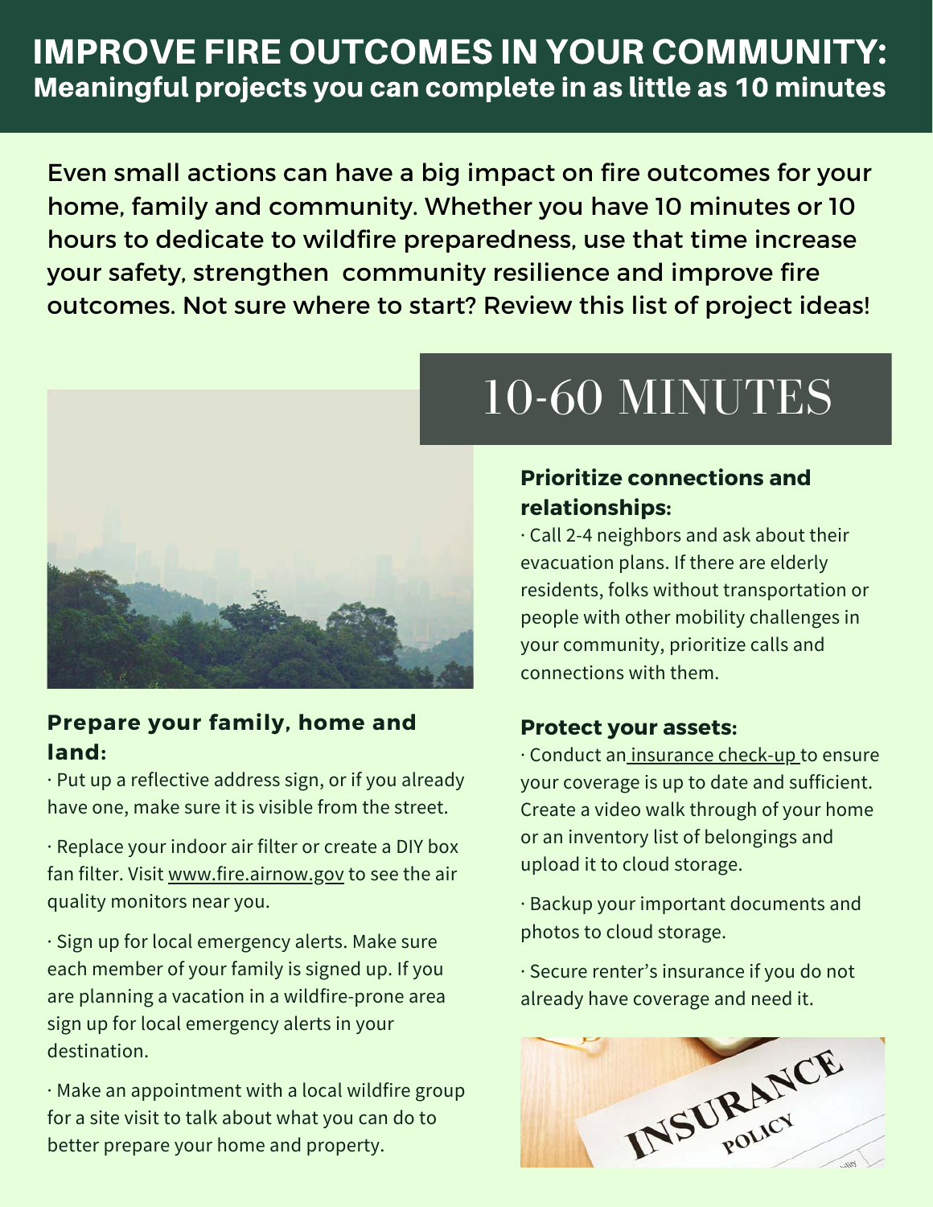# IMPROVE FIRE OUTCOMES IN YOUR COMMUNITY:
## Meaningful projects you can complete in as little as 10 minutes

Even small actions can have a big impact on fire outcomes for your home, family and community. Whether you have 10 minutes or 10 hours to dedicate to wildfire preparedness, use that time increase your safety, strengthen community resilience and improve fire outcomes. Not sure where to start? Review this list of project ideas!

## 10-60 MINUTES

### Prepare your family, home and land:

· Put up a reflective address sign, or if you already have one, make sure it is visible from the street.

· Replace your indoor air filter or create a DIY box fan filter. Visit www.fire.airnow.gov to see the air quality monitors near you.

· Sign up for local emergency alerts. Make sure each member of your family is signed up. If you are planning a vacation in a wildfire-prone area sign up for local emergency alerts in your destination.

· Make an appointment with a local wildfire group for a site visit to talk about what you can do to better prepare your home and property.

### Prioritize connections and relationships:

· Call 2-4 neighbors and ask about their evacuation plans. If there are elderly residents, folks without transportation or people with other mobility challenges in your community, prioritize calls and connections with them.

### Protect your assets:

· Conduct an insurance check-up to ensure your coverage is up to date and sufficient. Create a video walk through of your home or an inventory list of belongings and upload it to cloud storage.

· Backup your important documents and photos to cloud storage.

· Secure renter's insurance if you do not already have coverage and need it.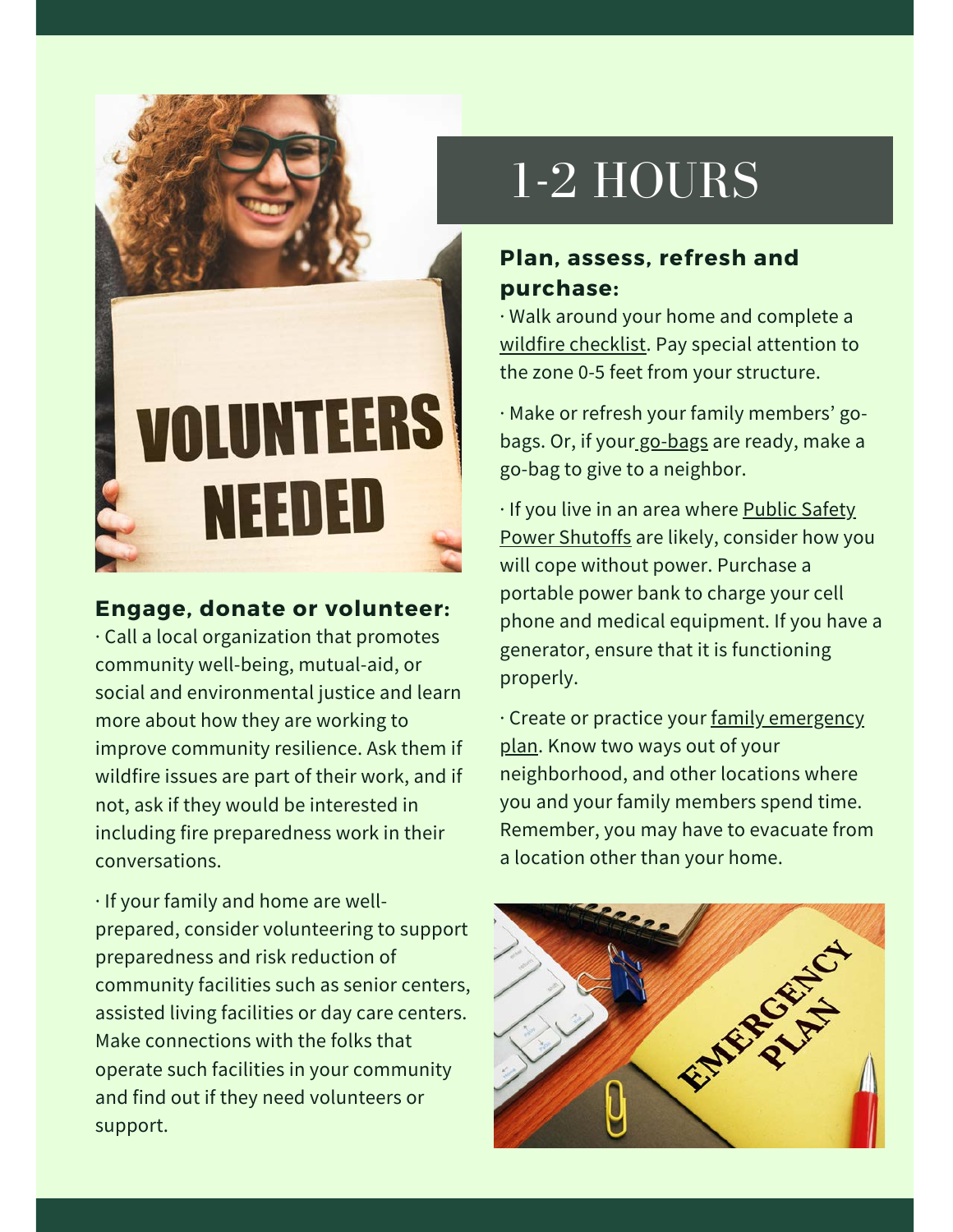## 1-2 HOURS

### Plan, assess, refresh and purchase:

· Walk around your home and complete a wildfire checklist. Pay special attention to the zone 0-5 feet from your structure.

· Make or refresh your family members' go-bags. Or, if your go-bags are ready, make a go-bag to give to a neighbor.

· If you live in an area where Public Safety Power Shutoffs are likely, consider how you will cope without power. Purchase a portable power bank to charge your cell phone and medical equipment. If you have a generator, ensure that it is functioning properly.

· Create or practice your family emergency plan. Know two ways out of your neighborhood, and other locations where you and your family members spend time. Remember, you may have to evacuate from a location other than your home.

### Engage, donate or volunteer:

· Call a local organization that promotes community well-being, mutual-aid, or social and environmental justice and learn more about how they are working to improve community resilience. Ask them if wildfire issues are part of their work, and if not, ask if they would be interested in including fire preparedness work in their conversations.

· If your family and home are well-prepared, consider volunteering to support preparedness and risk reduction of community facilities such as senior centers, assisted living facilities or day care centers. Make connections with the folks that operate such facilities in your community and find out if they need volunteers or support.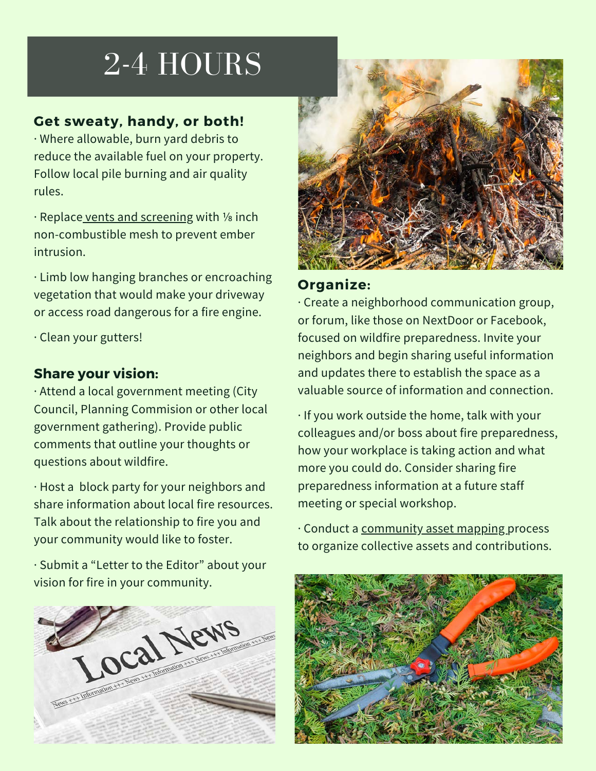# 2-4 HOURS

### Get sweaty, handy, or both!

· Where allowable, burn yard debris to reduce the available fuel on your property. Follow local pile burning and air quality rules.

· Replace vents and screening with ⅛ inch non-combustible mesh to prevent ember intrusion.

· Limb low hanging branches or encroaching vegetation that would make your driveway or access road dangerous for a fire engine.

· Clean your gutters!

### Share your vision:

· Attend a local government meeting (City Council, Planning Commision or other local government gathering). Provide public comments that outline your thoughts or questions about wildfire.

· Host a block party for your neighbors and share information about local fire resources. Talk about the relationship to fire you and your community would like to foster.

· Submit a "Letter to the Editor" about your vision for fire in your community.

### Organize:

· Create a neighborhood communication group, or forum, like those on NextDoor or Facebook, focused on wildfire preparedness. Invite your neighbors and begin sharing useful information and updates there to establish the space as a valuable source of information and connection.

· If you work outside the home, talk with your colleagues and/or boss about fire preparedness, how your workplace is taking action and what more you could do. Consider sharing fire preparedness information at a future staff meeting or special workshop.

· Conduct a community asset mapping process to organize collective assets and contributions.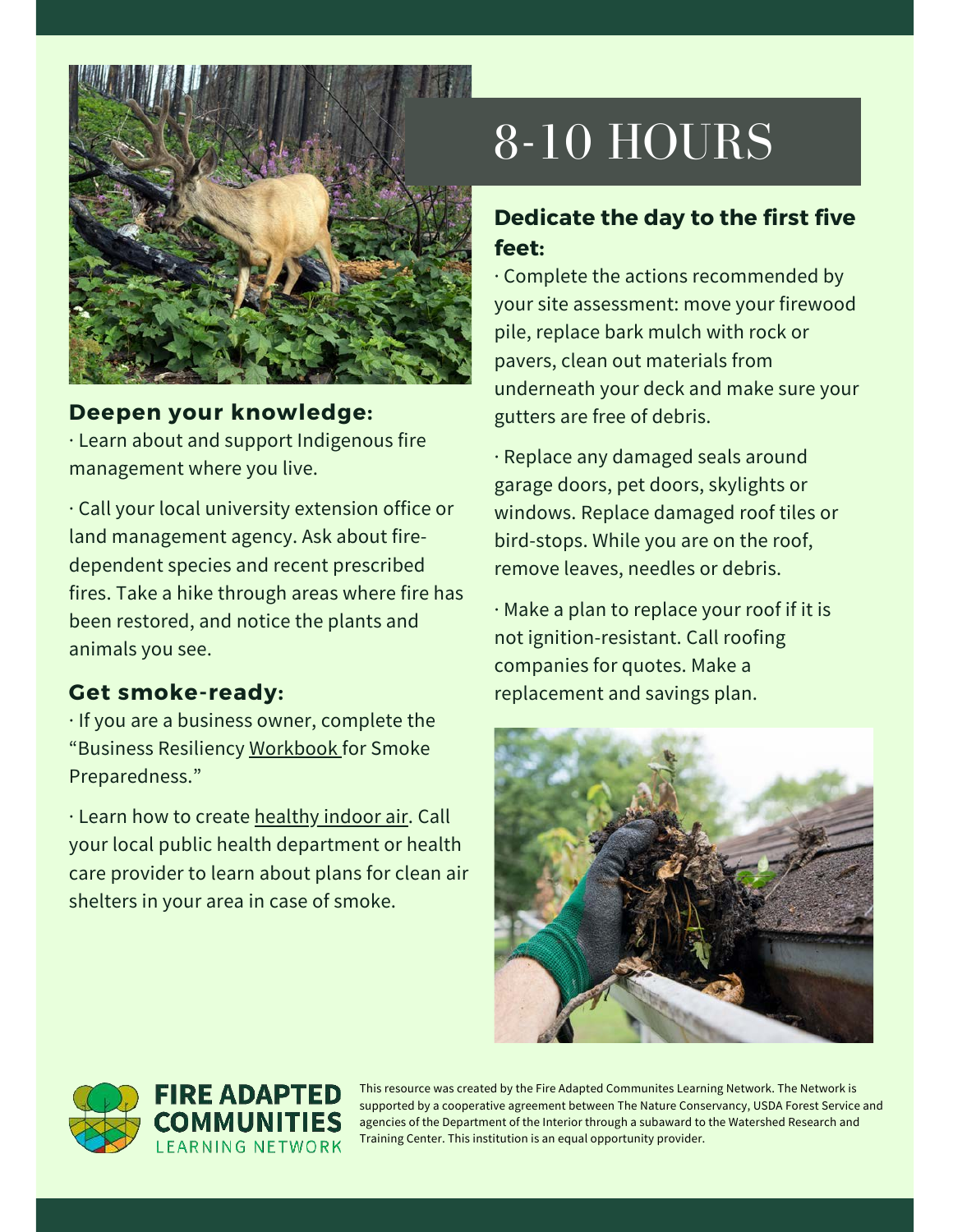# 8-10 HOURS

**Deepen your knowledge:**

· Learn about and support Indigenous fire management where you live.

· Call your local university extension office or land management agency. Ask about fire-dependent species and recent prescribed fires. Take a hike through areas where fire has been restored, and notice the plants and animals you see.

**Get smoke-ready:**

· If you are a business owner, complete the "Business Resiliency Workbook for Smoke Preparedness."

· Learn how to create healthy indoor air. Call your local public health department or health care provider to learn about plans for clean air shelters in your area in case of smoke.

**Dedicate the day to the first five feet:**

· Complete the actions recommended by your site assessment: move your firewood pile, replace bark mulch with rock or pavers, clean out materials from underneath your deck and make sure your gutters are free of debris.

· Replace any damaged seals around garage doors, pet doors, skylights or windows. Replace damaged roof tiles or bird-stops. While you are on the roof, remove leaves, needles or debris.

· Make a plan to replace your roof if it is not ignition-resistant. Call roofing companies for quotes. Make a replacement and savings plan.

FIRE ADAPTED COMMUNITIES LEARNING NETWORK

This resource was created by the Fire Adapted Communites Learning Network. The Network is supported by a cooperative agreement between The Nature Conservancy, USDA Forest Service and agencies of the Department of the Interior through a subaward to the Watershed Research and Training Center. This institution is an equal opportunity provider.